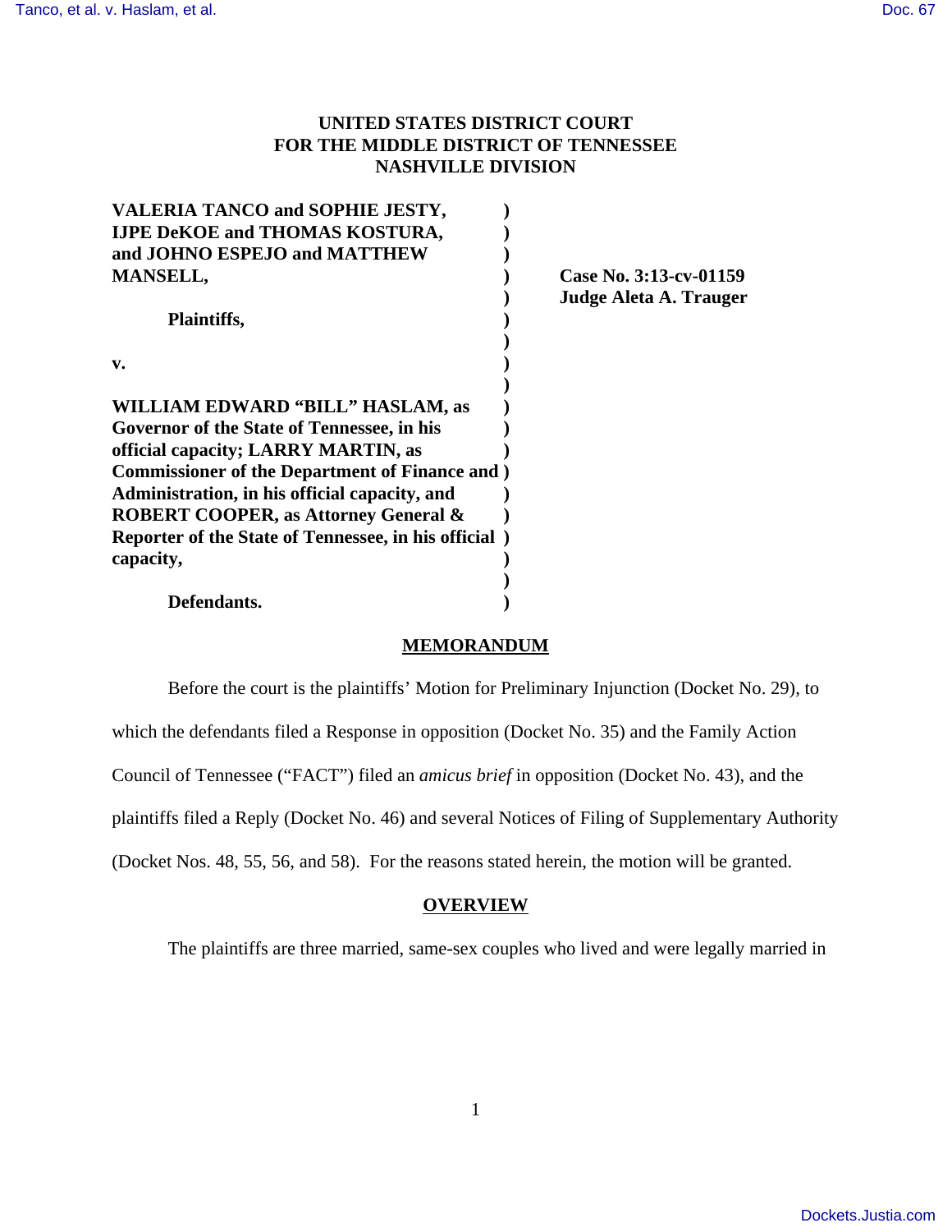**UNITED STATES DISTRICT COURT**
**FOR THE MIDDLE DISTRICT OF TENNESSEE**
**NASHVILLE DIVISION**

| | | |
|---|---|---|
| **VALERIA TANCO and SOPHIE JESTY, IJPE DeKOE and THOMAS KOSTURA, and JOHNO ESPEJO and MATTHEW MANSELL,** | ) | **Case No. 3:13-cv-01159** |
| **Plaintiffs,** | ) | **Judge Aleta A. Trauger** |
| **v.** | ) | |
| **WILLIAM EDWARD "BILL" HASLAM, as Governor of the State of Tennessee, in his official capacity; LARRY MARTIN, as Commissioner of the Department of Finance and Administration, in his official capacity, and ROBERT COOPER, as Attorney General & Reporter of the State of Tennessee, in his official capacity,** | ) | |
| **Defendants.** | ) | |

## MEMORANDUM

Before the court is the plaintiffs' Motion for Preliminary Injunction (Docket No. 29), to which the defendants filed a Response in opposition (Docket No. 35) and the Family Action Council of Tennessee ("FACT") filed an *amicus brief* in opposition (Docket No. 43), and the plaintiffs filed a Reply (Docket No. 46) and several Notices of Filing of Supplementary Authority (Docket Nos. 48, 55, 56, and 58). For the reasons stated herein, the motion will be granted.

## OVERVIEW

The plaintiffs are three married, same-sex couples who lived and were legally married in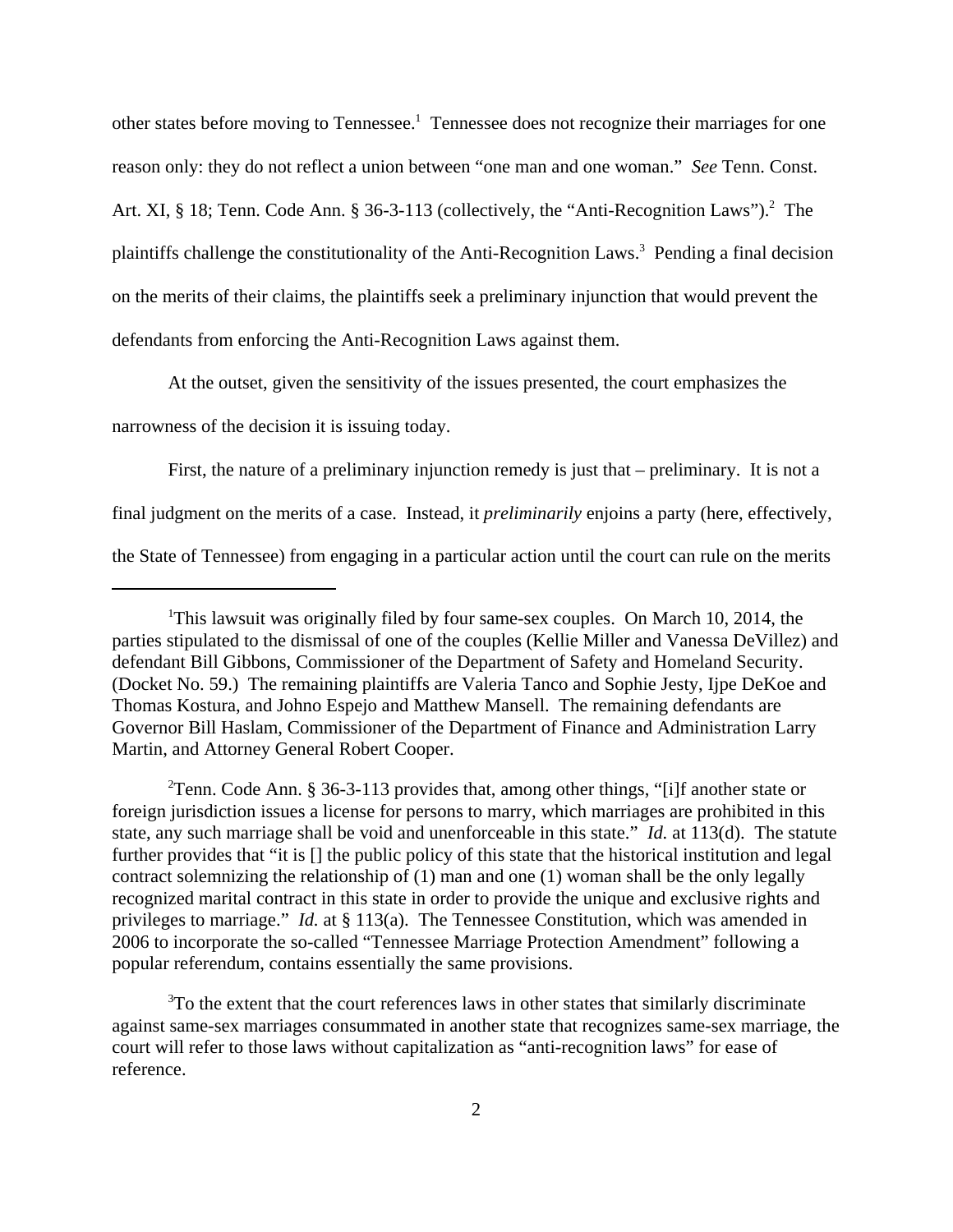other states before moving to Tennessee.[1] Tennessee does not recognize their marriages for one reason only: they do not reflect a union between "one man and one woman." *See* Tenn. Const. Art. XI, § 18; Tenn. Code Ann. § 36-3-113 (collectively, the "Anti-Recognition Laws").[2] The plaintiffs challenge the constitutionality of the Anti-Recognition Laws.[3] Pending a final decision on the merits of their claims, the plaintiffs seek a preliminary injunction that would prevent the defendants from enforcing the Anti-Recognition Laws against them.

At the outset, given the sensitivity of the issues presented, the court emphasizes the narrowness of the decision it is issuing today.

First, the nature of a preliminary injunction remedy is just that – preliminary. It is not a final judgment on the merits of a case. Instead, it *preliminarily* enjoins a party (here, effectively, the State of Tennessee) from engaging in a particular action until the court can rule on the merits

---

[1]This lawsuit was originally filed by four same-sex couples. On March 10, 2014, the parties stipulated to the dismissal of one of the couples (Kellie Miller and Vanessa DeVillez) and defendant Bill Gibbons, Commissioner of the Department of Safety and Homeland Security. (Docket No. 59.) The remaining plaintiffs are Valeria Tanco and Sophie Jesty, Ijpe DeKoe and Thomas Kostura, and Johno Espejo and Matthew Mansell. The remaining defendants are Governor Bill Haslam, Commissioner of the Department of Finance and Administration Larry Martin, and Attorney General Robert Cooper.

[2]Tenn. Code Ann. § 36-3-113 provides that, among other things, "[i]f another state or foreign jurisdiction issues a license for persons to marry, which marriages are prohibited in this state, any such marriage shall be void and unenforceable in this state." *Id.* at 113(d). The statute further provides that "it is [] the public policy of this state that the historical institution and legal contract solemnizing the relationship of (1) man and one (1) woman shall be the only legally recognized marital contract in this state in order to provide the unique and exclusive rights and privileges to marriage." *Id.* at § 113(a). The Tennessee Constitution, which was amended in 2006 to incorporate the so-called "Tennessee Marriage Protection Amendment" following a popular referendum, contains essentially the same provisions.

[3]To the extent that the court references laws in other states that similarly discriminate against same-sex marriages consummated in another state that recognizes same-sex marriage, the court will refer to those laws without capitalization as "anti-recognition laws" for ease of reference.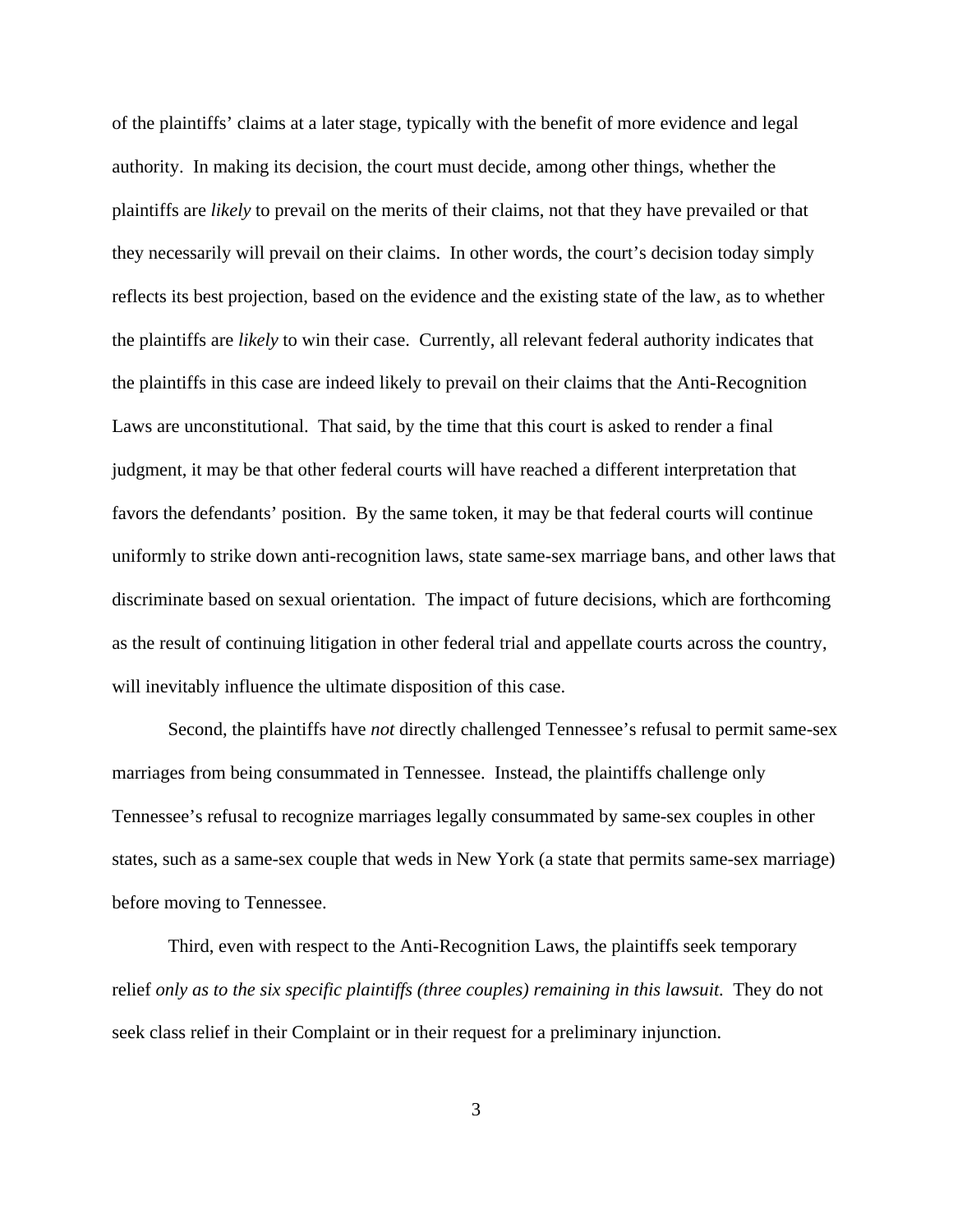of the plaintiffs' claims at a later stage, typically with the benefit of more evidence and legal authority. In making its decision, the court must decide, among other things, whether the plaintiffs are *likely* to prevail on the merits of their claims, not that they have prevailed or that they necessarily will prevail on their claims. In other words, the court's decision today simply reflects its best projection, based on the evidence and the existing state of the law, as to whether the plaintiffs are *likely* to win their case. Currently, all relevant federal authority indicates that the plaintiffs in this case are indeed likely to prevail on their claims that the Anti-Recognition Laws are unconstitutional. That said, by the time that this court is asked to render a final judgment, it may be that other federal courts will have reached a different interpretation that favors the defendants' position. By the same token, it may be that federal courts will continue uniformly to strike down anti-recognition laws, state same-sex marriage bans, and other laws that discriminate based on sexual orientation. The impact of future decisions, which are forthcoming as the result of continuing litigation in other federal trial and appellate courts across the country, will inevitably influence the ultimate disposition of this case.

Second, the plaintiffs have *not* directly challenged Tennessee's refusal to permit same-sex marriages from being consummated in Tennessee. Instead, the plaintiffs challenge only Tennessee's refusal to recognize marriages legally consummated by same-sex couples in other states, such as a same-sex couple that weds in New York (a state that permits same-sex marriage) before moving to Tennessee.

Third, even with respect to the Anti-Recognition Laws, the plaintiffs seek temporary relief *only as to the six specific plaintiffs (three couples) remaining in this lawsuit.* They do not seek class relief in their Complaint or in their request for a preliminary injunction.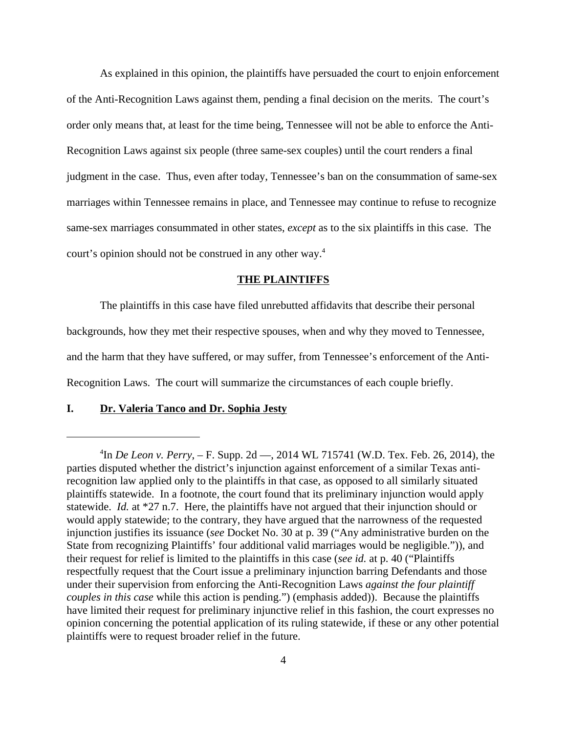As explained in this opinion, the plaintiffs have persuaded the court to enjoin enforcement of the Anti-Recognition Laws against them, pending a final decision on the merits. The court's order only means that, at least for the time being, Tennessee will not be able to enforce the Anti-Recognition Laws against six people (three same-sex couples) until the court renders a final judgment in the case. Thus, even after today, Tennessee's ban on the consummation of same-sex marriages within Tennessee remains in place, and Tennessee may continue to refuse to recognize same-sex marriages consummated in other states, *except* as to the six plaintiffs in this case. The court's opinion should not be construed in any other way.[4]

## THE PLAINTIFFS

The plaintiffs in this case have filed unrebutted affidavits that describe their personal backgrounds, how they met their respective spouses, when and why they moved to Tennessee, and the harm that they have suffered, or may suffer, from Tennessee's enforcement of the Anti-Recognition Laws. The court will summarize the circumstances of each couple briefly.

### I. Dr. Valeria Tanco and Dr. Sophia Jesty

[4]In *De Leon v. Perry*, – F. Supp. 2d —, 2014 WL 715741 (W.D. Tex. Feb. 26, 2014), the parties disputed whether the district's injunction against enforcement of a similar Texas anti-recognition law applied only to the plaintiffs in that case, as opposed to all similarly situated plaintiffs statewide. In a footnote, the court found that its preliminary injunction would apply statewide. *Id.* at *27 n.7. Here, the plaintiffs have not argued that their injunction should or would apply statewide; to the contrary, they have argued that the narrowness of the requested injunction justifies its issuance (*see* Docket No. 30 at p. 39 ("Any administrative burden on the State from recognizing Plaintiffs' four additional valid marriages would be negligible.")), and their request for relief is limited to the plaintiffs in this case (*see id.* at p. 40 ("Plaintiffs respectfully request that the Court issue a preliminary injunction barring Defendants and those under their supervision from enforcing the Anti-Recognition Laws *against the four plaintiff couples in this case* while this action is pending.") (emphasis added)). Because the plaintiffs have limited their request for preliminary injunctive relief in this fashion, the court expresses no opinion concerning the potential application of its ruling statewide, if these or any other potential plaintiffs were to request broader relief in the future.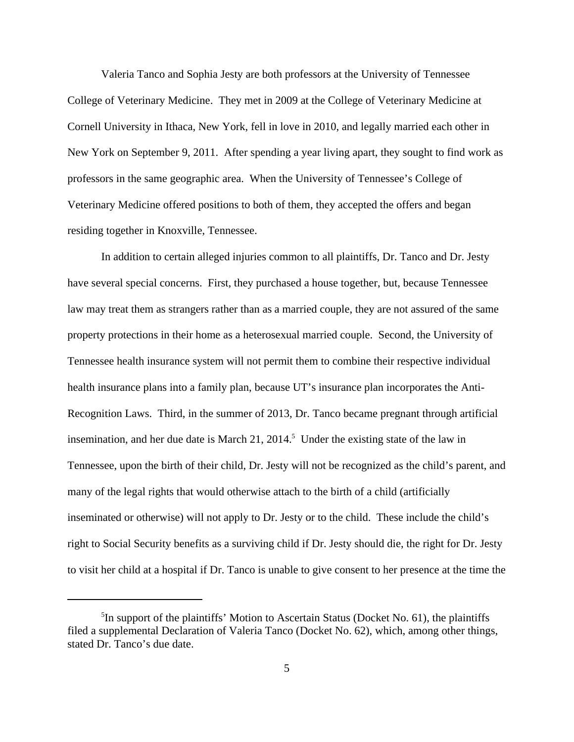Valeria Tanco and Sophia Jesty are both professors at the University of Tennessee College of Veterinary Medicine. They met in 2009 at the College of Veterinary Medicine at Cornell University in Ithaca, New York, fell in love in 2010, and legally married each other in New York on September 9, 2011. After spending a year living apart, they sought to find work as professors in the same geographic area. When the University of Tennessee's College of Veterinary Medicine offered positions to both of them, they accepted the offers and began residing together in Knoxville, Tennessee.

In addition to certain alleged injuries common to all plaintiffs, Dr. Tanco and Dr. Jesty have several special concerns. First, they purchased a house together, but, because Tennessee law may treat them as strangers rather than as a married couple, they are not assured of the same property protections in their home as a heterosexual married couple. Second, the University of Tennessee health insurance system will not permit them to combine their respective individual health insurance plans into a family plan, because UT's insurance plan incorporates the Anti-Recognition Laws. Third, in the summer of 2013, Dr. Tanco became pregnant through artificial insemination, and her due date is March 21, 2014.[5] Under the existing state of the law in Tennessee, upon the birth of their child, Dr. Jesty will not be recognized as the child's parent, and many of the legal rights that would otherwise attach to the birth of a child (artificially inseminated or otherwise) will not apply to Dr. Jesty or to the child. These include the child's right to Social Security benefits as a surviving child if Dr. Jesty should die, the right for Dr. Jesty to visit her child at a hospital if Dr. Tanco is unable to give consent to her presence at the time the

[5]In support of the plaintiffs' Motion to Ascertain Status (Docket No. 61), the plaintiffs filed a supplemental Declaration of Valeria Tanco (Docket No. 62), which, among other things, stated Dr. Tanco's due date.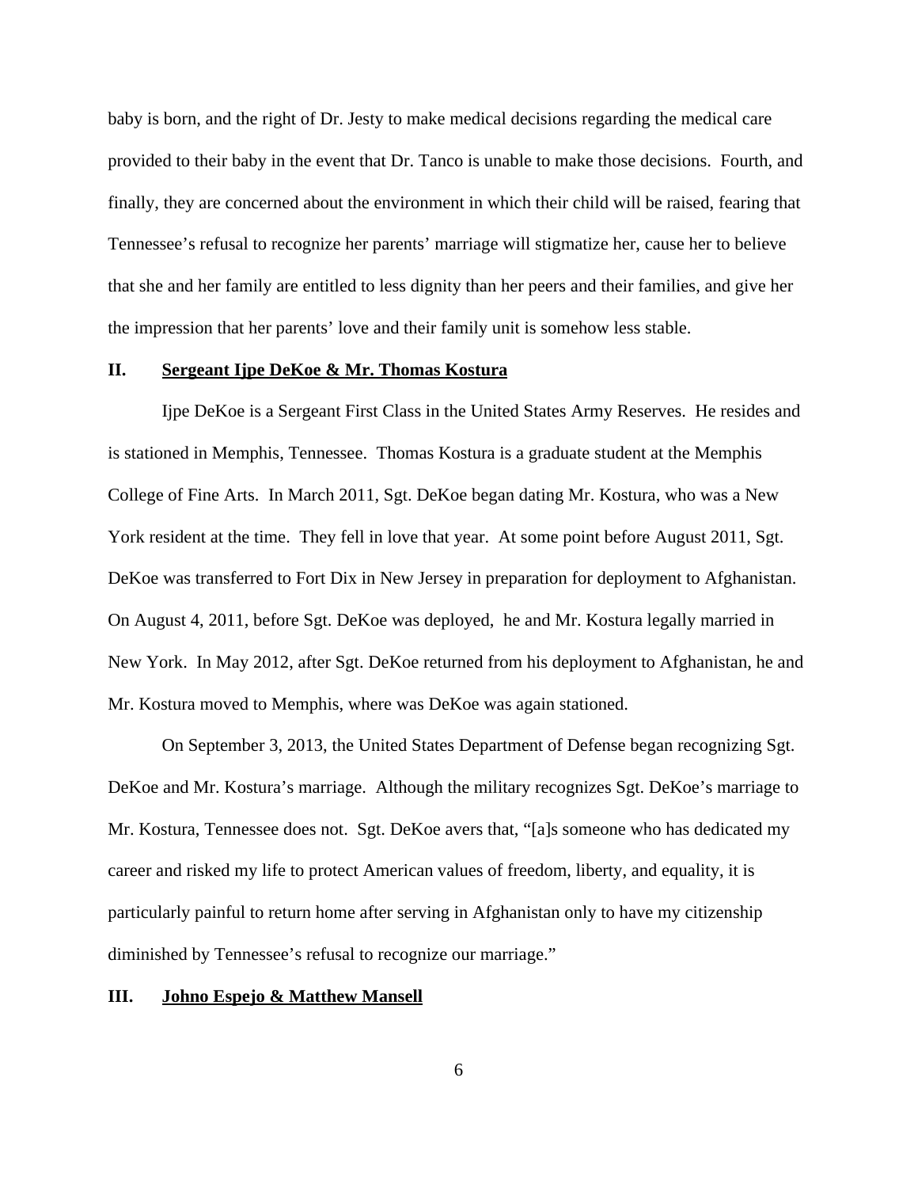baby is born, and the right of Dr. Jesty to make medical decisions regarding the medical care provided to their baby in the event that Dr. Tanco is unable to make those decisions. Fourth, and finally, they are concerned about the environment in which their child will be raised, fearing that Tennessee's refusal to recognize her parents' marriage will stigmatize her, cause her to believe that she and her family are entitled to less dignity than her peers and their families, and give her the impression that her parents' love and their family unit is somehow less stable.

## II. Sergeant Ijpe DeKoe & Mr. Thomas Kostura

Ijpe DeKoe is a Sergeant First Class in the United States Army Reserves. He resides and is stationed in Memphis, Tennessee. Thomas Kostura is a graduate student at the Memphis College of Fine Arts. In March 2011, Sgt. DeKoe began dating Mr. Kostura, who was a New York resident at the time. They fell in love that year. At some point before August 2011, Sgt. DeKoe was transferred to Fort Dix in New Jersey in preparation for deployment to Afghanistan. On August 4, 2011, before Sgt. DeKoe was deployed, he and Mr. Kostura legally married in New York. In May 2012, after Sgt. DeKoe returned from his deployment to Afghanistan, he and Mr. Kostura moved to Memphis, where was DeKoe was again stationed.

On September 3, 2013, the United States Department of Defense began recognizing Sgt. DeKoe and Mr. Kostura's marriage. Although the military recognizes Sgt. DeKoe's marriage to Mr. Kostura, Tennessee does not. Sgt. DeKoe avers that, "[a]s someone who has dedicated my career and risked my life to protect American values of freedom, liberty, and equality, it is particularly painful to return home after serving in Afghanistan only to have my citizenship diminished by Tennessee's refusal to recognize our marriage."

## III. Johno Espejo & Matthew Mansell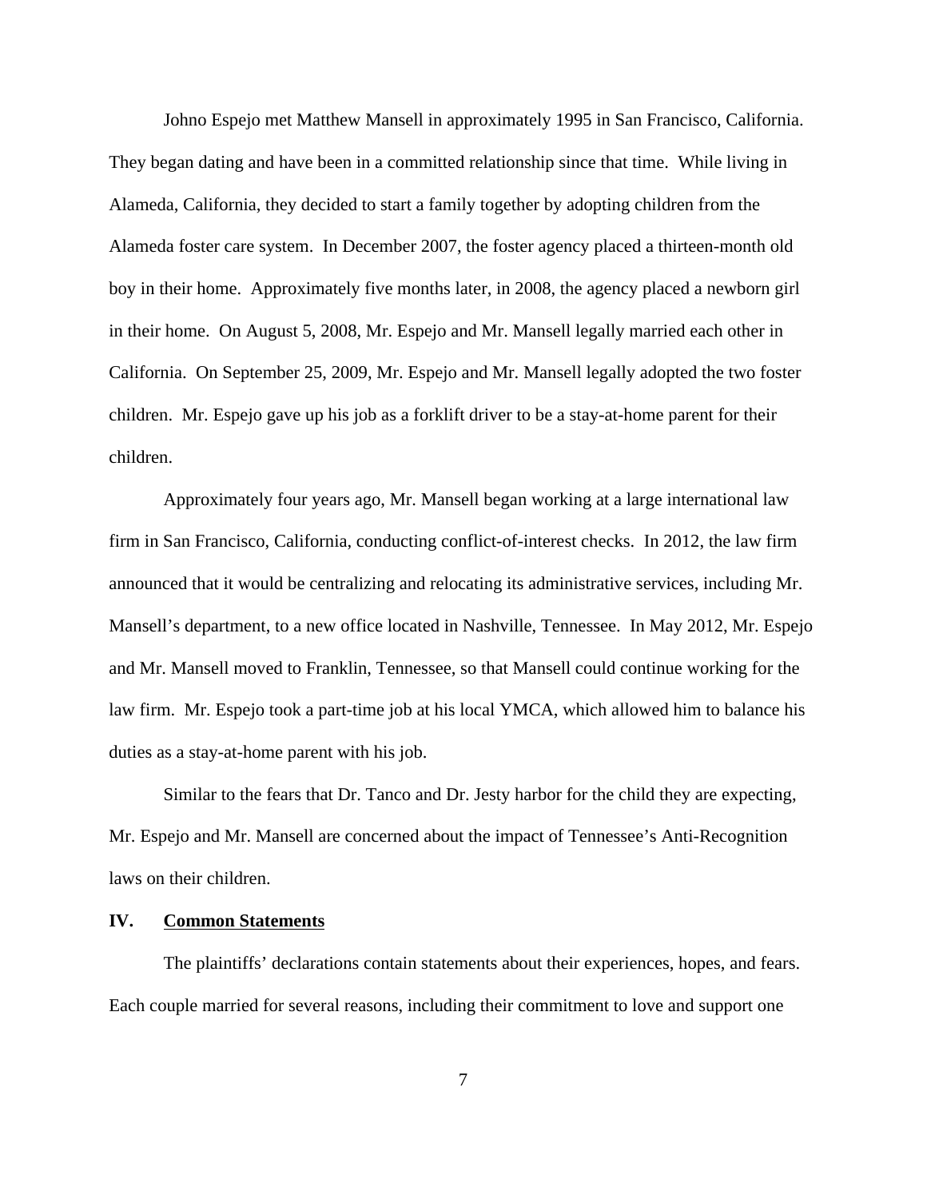Johno Espejo met Matthew Mansell in approximately 1995 in San Francisco, California. They began dating and have been in a committed relationship since that time. While living in Alameda, California, they decided to start a family together by adopting children from the Alameda foster care system. In December 2007, the foster agency placed a thirteen-month old boy in their home. Approximately five months later, in 2008, the agency placed a newborn girl in their home. On August 5, 2008, Mr. Espejo and Mr. Mansell legally married each other in California. On September 25, 2009, Mr. Espejo and Mr. Mansell legally adopted the two foster children. Mr. Espejo gave up his job as a forklift driver to be a stay-at-home parent for their children.

Approximately four years ago, Mr. Mansell began working at a large international law firm in San Francisco, California, conducting conflict-of-interest checks. In 2012, the law firm announced that it would be centralizing and relocating its administrative services, including Mr. Mansell's department, to a new office located in Nashville, Tennessee. In May 2012, Mr. Espejo and Mr. Mansell moved to Franklin, Tennessee, so that Mansell could continue working for the law firm. Mr. Espejo took a part-time job at his local YMCA, which allowed him to balance his duties as a stay-at-home parent with his job.

Similar to the fears that Dr. Tanco and Dr. Jesty harbor for the child they are expecting, Mr. Espejo and Mr. Mansell are concerned about the impact of Tennessee's Anti-Recognition laws on their children.

## IV. Common Statements

The plaintiffs' declarations contain statements about their experiences, hopes, and fears. Each couple married for several reasons, including their commitment to love and support one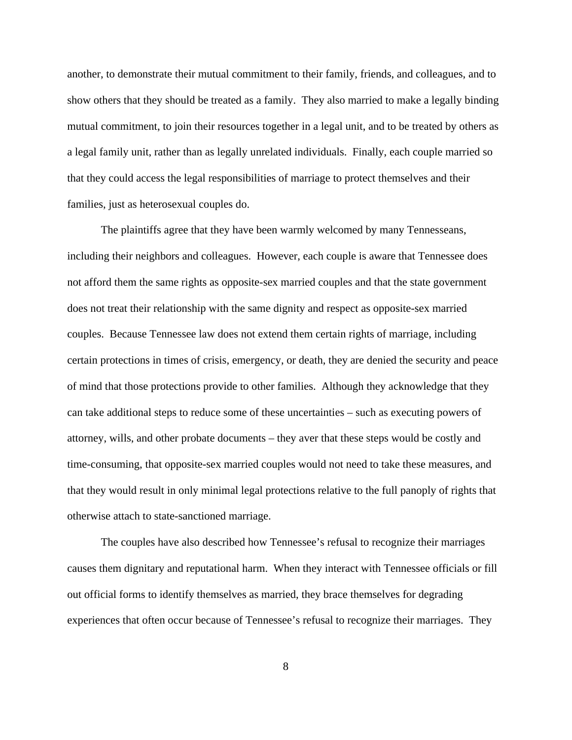another, to demonstrate their mutual commitment to their family, friends, and colleagues, and to show others that they should be treated as a family. They also married to make a legally binding mutual commitment, to join their resources together in a legal unit, and to be treated by others as a legal family unit, rather than as legally unrelated individuals. Finally, each couple married so that they could access the legal responsibilities of marriage to protect themselves and their families, just as heterosexual couples do.

The plaintiffs agree that they have been warmly welcomed by many Tennesseans, including their neighbors and colleagues. However, each couple is aware that Tennessee does not afford them the same rights as opposite-sex married couples and that the state government does not treat their relationship with the same dignity and respect as opposite-sex married couples. Because Tennessee law does not extend them certain rights of marriage, including certain protections in times of crisis, emergency, or death, they are denied the security and peace of mind that those protections provide to other families. Although they acknowledge that they can take additional steps to reduce some of these uncertainties – such as executing powers of attorney, wills, and other probate documents – they aver that these steps would be costly and time-consuming, that opposite-sex married couples would not need to take these measures, and that they would result in only minimal legal protections relative to the full panoply of rights that otherwise attach to state-sanctioned marriage.

The couples have also described how Tennessee's refusal to recognize their marriages causes them dignitary and reputational harm. When they interact with Tennessee officials or fill out official forms to identify themselves as married, they brace themselves for degrading experiences that often occur because of Tennessee's refusal to recognize their marriages. They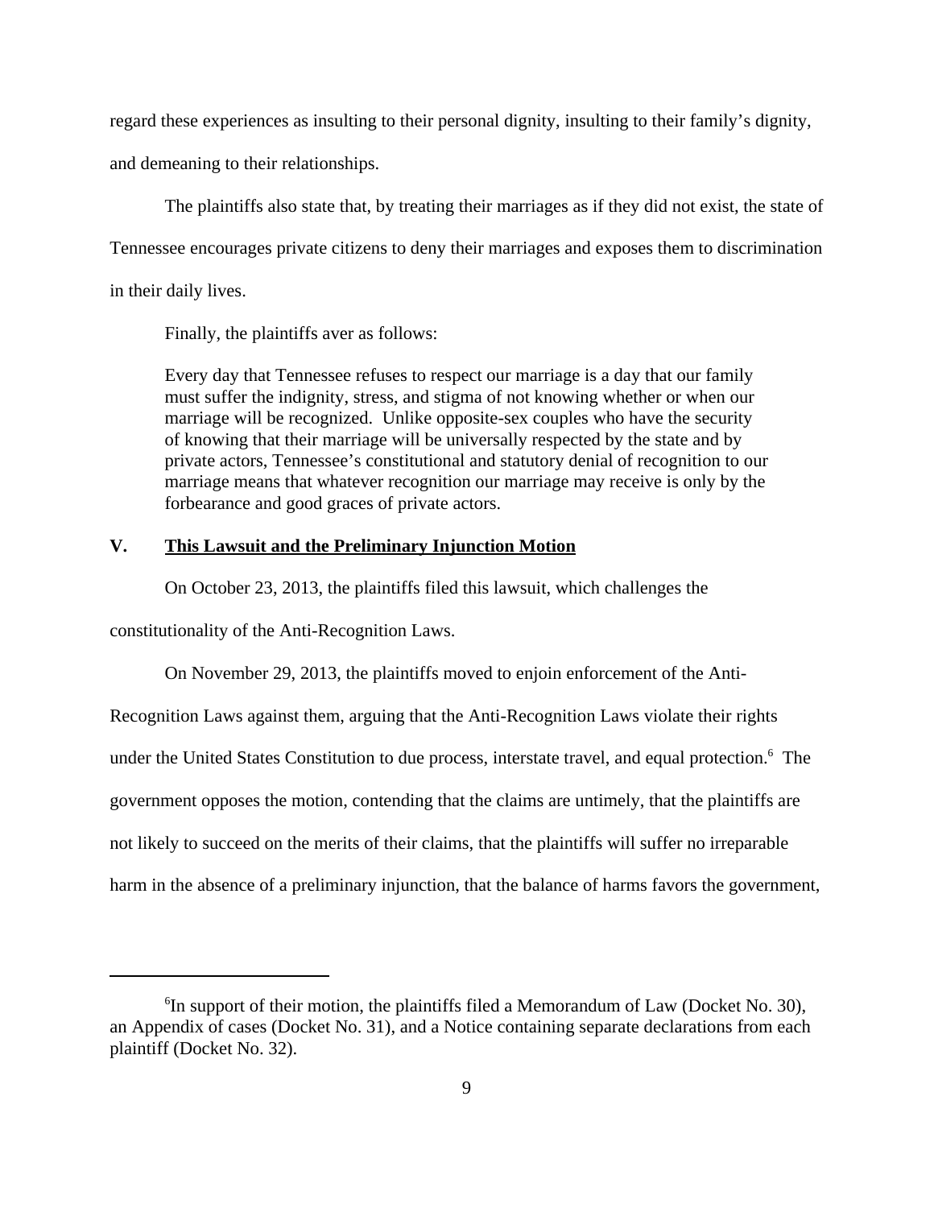regard these experiences as insulting to their personal dignity, insulting to their family's dignity, and demeaning to their relationships.

The plaintiffs also state that, by treating their marriages as if they did not exist, the state of Tennessee encourages private citizens to deny their marriages and exposes them to discrimination in their daily lives.

Finally, the plaintiffs aver as follows:

> Every day that Tennessee refuses to respect our marriage is a day that our family must suffer the indignity, stress, and stigma of not knowing whether or when our marriage will be recognized. Unlike opposite-sex couples who have the security of knowing that their marriage will be universally respected by the state and by private actors, Tennessee's constitutional and statutory denial of recognition to our marriage means that whatever recognition our marriage may receive is only by the forbearance and good graces of private actors.

## V. <u>This Lawsuit and the Preliminary Injunction Motion</u>

On October 23, 2013, the plaintiffs filed this lawsuit, which challenges the constitutionality of the Anti-Recognition Laws.

On November 29, 2013, the plaintiffs moved to enjoin enforcement of the Anti-Recognition Laws against them, arguing that the Anti-Recognition Laws violate their rights under the United States Constitution to due process, interstate travel, and equal protection.[6] The government opposes the motion, contending that the claims are untimely, that the plaintiffs are not likely to succeed on the merits of their claims, that the plaintiffs will suffer no irreparable harm in the absence of a preliminary injunction, that the balance of harms favors the government,

---

[6] In support of their motion, the plaintiffs filed a Memorandum of Law (Docket No. 30), an Appendix of cases (Docket No. 31), and a Notice containing separate declarations from each plaintiff (Docket No. 32).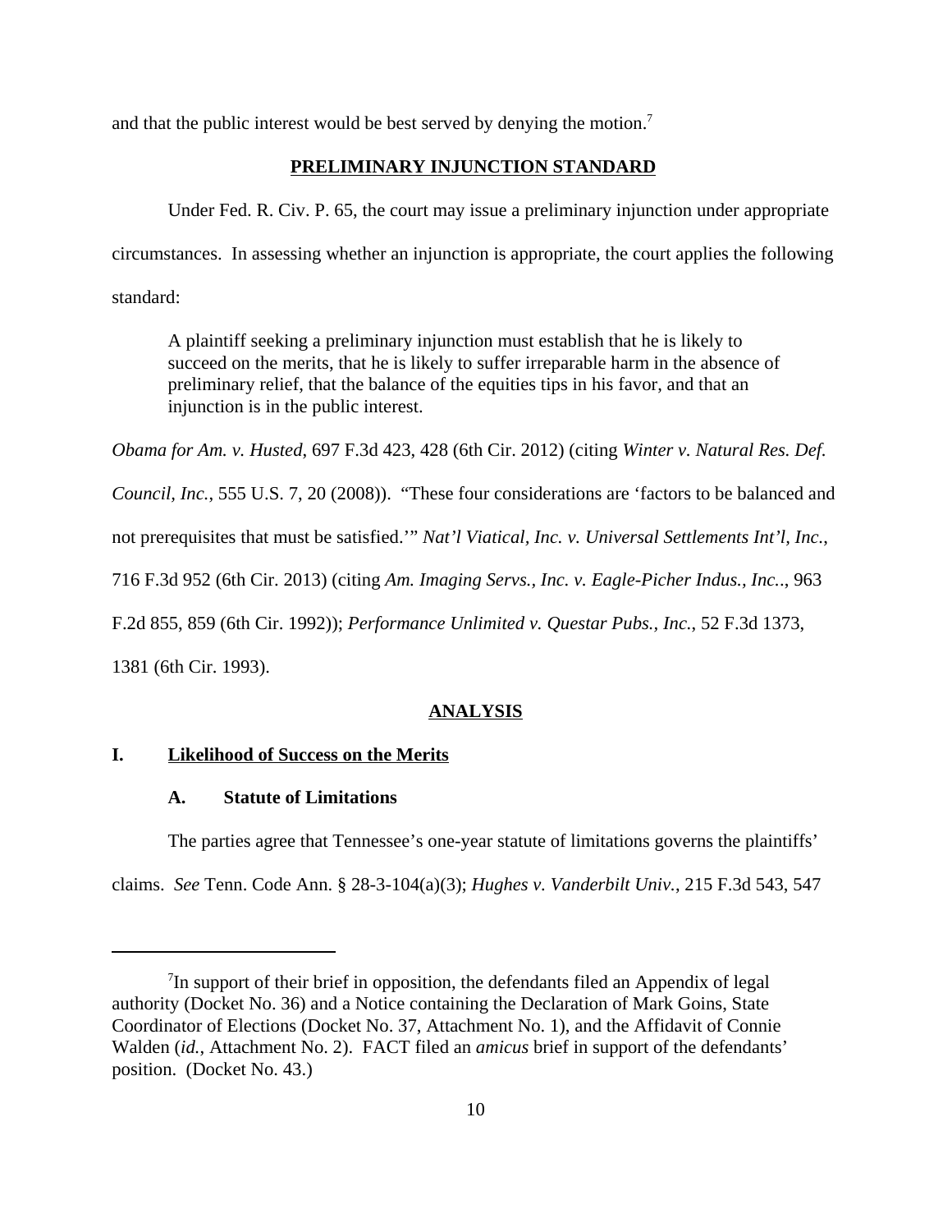and that the public interest would be best served by denying the motion.[7]

## PRELIMINARY INJUNCTION STANDARD

Under Fed. R. Civ. P. 65, the court may issue a preliminary injunction under appropriate circumstances. In assessing whether an injunction is appropriate, the court applies the following standard:

> A plaintiff seeking a preliminary injunction must establish that he is likely to succeed on the merits, that he is likely to suffer irreparable harm in the absence of preliminary relief, that the balance of the equities tips in his favor, and that an injunction is in the public interest.

*Obama for Am. v. Husted*, 697 F.3d 423, 428 (6th Cir. 2012) (citing *Winter v. Natural Res. Def. Council, Inc.*, 555 U.S. 7, 20 (2008)). "These four considerations are 'factors to be balanced and not prerequisites that must be satisfied.'" *Nat'l Viatical, Inc. v. Universal Settlements Int'l, Inc.*, 716 F.3d 952 (6th Cir. 2013) (citing *Am. Imaging Servs., Inc. v. Eagle-Picher Indus., Inc.*., 963 F.2d 855, 859 (6th Cir. 1992)); *Performance Unlimited v. Questar Pubs., Inc.*, 52 F.3d 1373, 1381 (6th Cir. 1993).

## ANALYSIS

### I. Likelihood of Success on the Merits

#### A. Statute of Limitations

The parties agree that Tennessee's one-year statute of limitations governs the plaintiffs' claims. *See* Tenn. Code Ann. § 28-3-104(a)(3); *Hughes v. Vanderbilt Univ.*, 215 F.3d 543, 547

---

[7] In support of their brief in opposition, the defendants filed an Appendix of legal authority (Docket No. 36) and a Notice containing the Declaration of Mark Goins, State Coordinator of Elections (Docket No. 37, Attachment No. 1), and the Affidavit of Connie Walden (*id.*, Attachment No. 2). FACT filed an *amicus* brief in support of the defendants' position. (Docket No. 43.)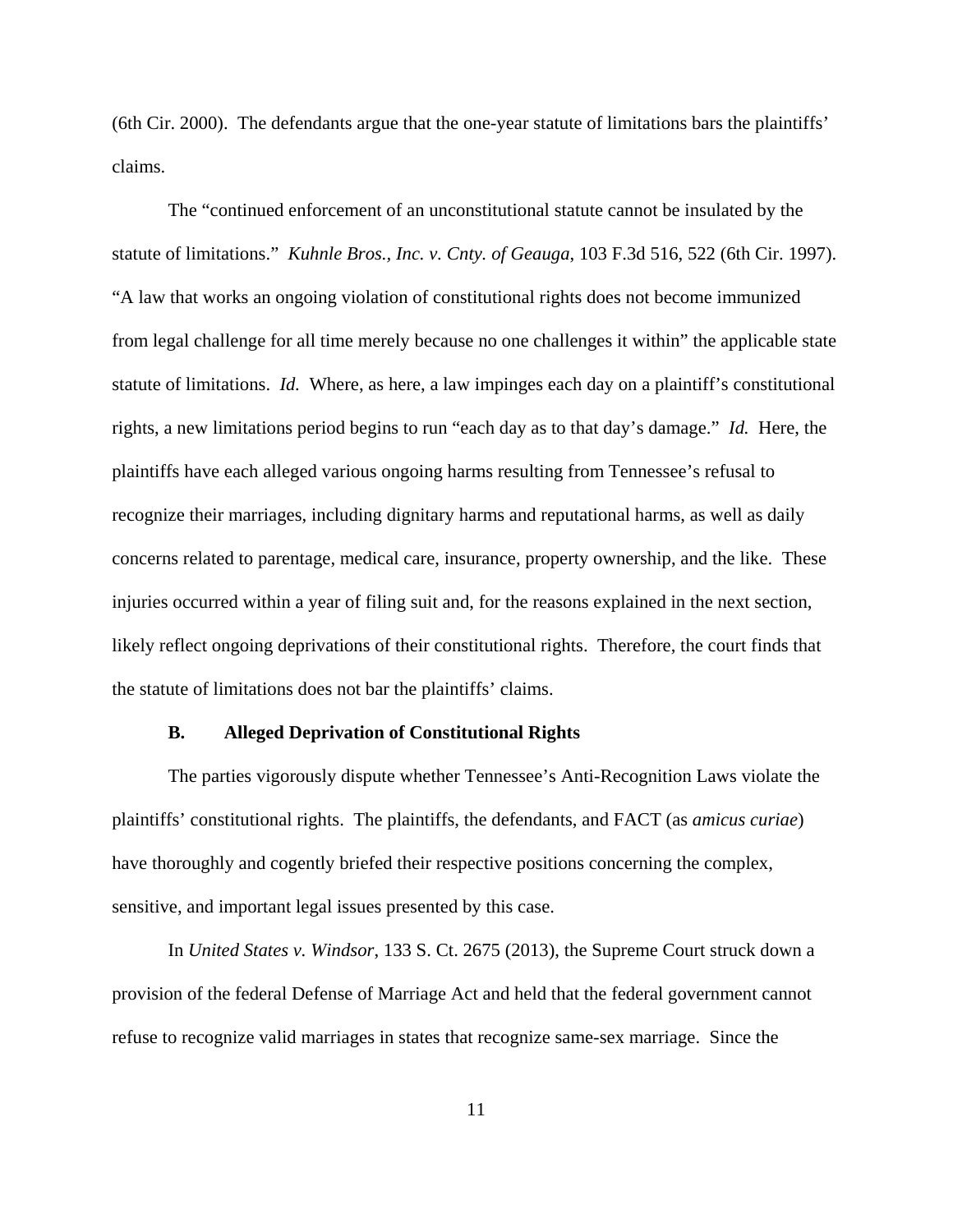(6th Cir. 2000). The defendants argue that the one-year statute of limitations bars the plaintiffs' claims.

The "continued enforcement of an unconstitutional statute cannot be insulated by the statute of limitations." *Kuhnle Bros., Inc. v. Cnty. of Geauga*, 103 F.3d 516, 522 (6th Cir. 1997). "A law that works an ongoing violation of constitutional rights does not become immunized from legal challenge for all time merely because no one challenges it within" the applicable state statute of limitations. *Id.* Where, as here, a law impinges each day on a plaintiff's constitutional rights, a new limitations period begins to run "each day as to that day's damage." *Id.* Here, the plaintiffs have each alleged various ongoing harms resulting from Tennessee's refusal to recognize their marriages, including dignitary harms and reputational harms, as well as daily concerns related to parentage, medical care, insurance, property ownership, and the like. These injuries occurred within a year of filing suit and, for the reasons explained in the next section, likely reflect ongoing deprivations of their constitutional rights. Therefore, the court finds that the statute of limitations does not bar the plaintiffs' claims.

### B. Alleged Deprivation of Constitutional Rights

The parties vigorously dispute whether Tennessee's Anti-Recognition Laws violate the plaintiffs' constitutional rights. The plaintiffs, the defendants, and FACT (as *amicus curiae*) have thoroughly and cogently briefed their respective positions concerning the complex, sensitive, and important legal issues presented by this case.

In *United States v. Windsor*, 133 S. Ct. 2675 (2013), the Supreme Court struck down a provision of the federal Defense of Marriage Act and held that the federal government cannot refuse to recognize valid marriages in states that recognize same-sex marriage. Since the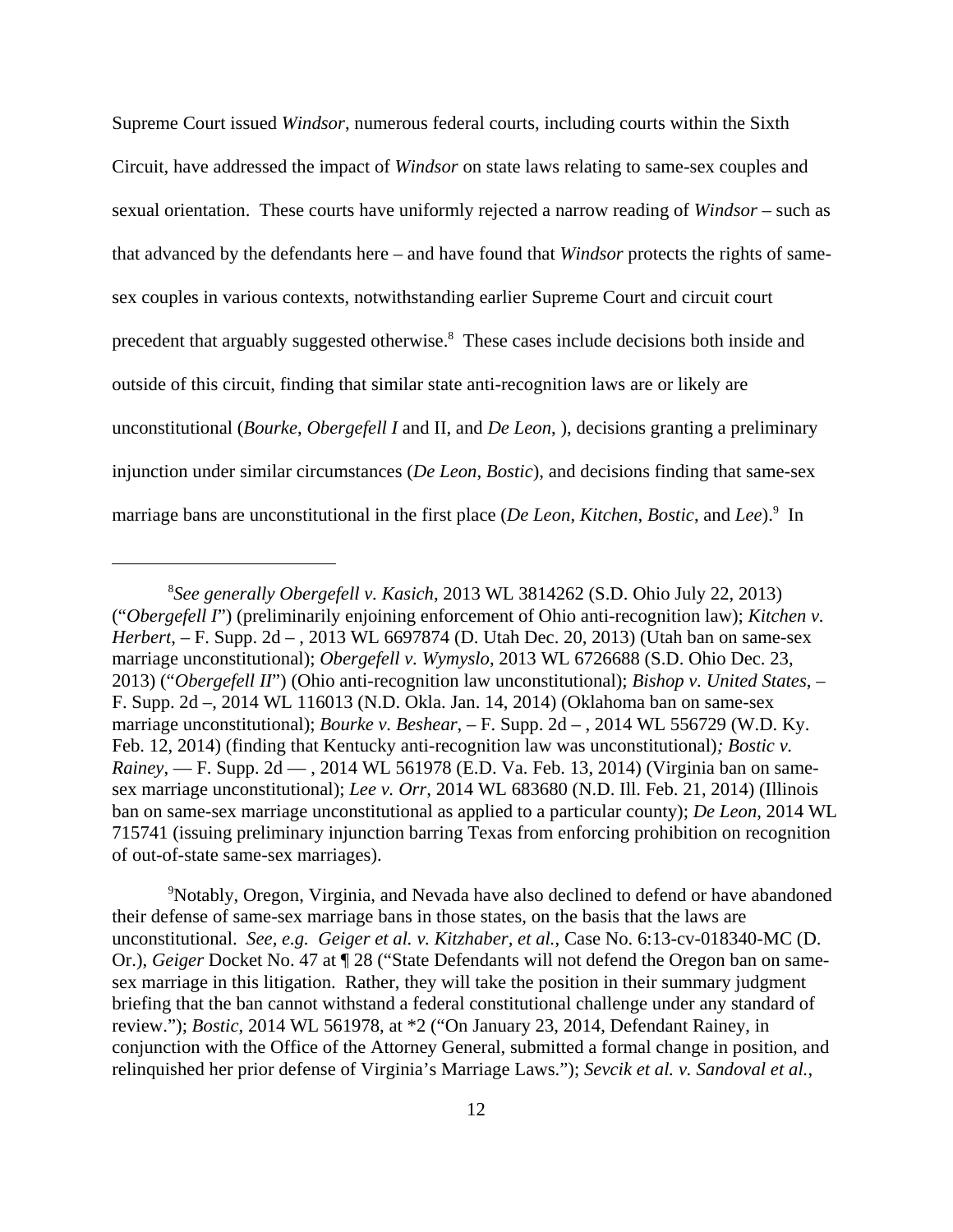Supreme Court issued *Windsor*, numerous federal courts, including courts within the Sixth Circuit, have addressed the impact of *Windsor* on state laws relating to same-sex couples and sexual orientation. These courts have uniformly rejected a narrow reading of *Windsor* – such as that advanced by the defendants here – and have found that *Windsor* protects the rights of same-sex couples in various contexts, notwithstanding earlier Supreme Court and circuit court precedent that arguably suggested otherwise.[8] These cases include decisions both inside and outside of this circuit, finding that similar state anti-recognition laws are or likely are unconstitutional (*Bourke*, *Obergefell I* and II, and *De Leon*, ), decisions granting a preliminary injunction under similar circumstances (*De Leon*, *Bostic*), and decisions finding that same-sex marriage bans are unconstitutional in the first place (*De Leon*, *Kitchen*, *Bostic*, and *Lee*).[9] In

---

[8]*See generally Obergefell v. Kasich*, 2013 WL 3814262 (S.D. Ohio July 22, 2013) ("*Obergefell I*") (preliminarily enjoining enforcement of Ohio anti-recognition law); *Kitchen v. Herbert*, – F. Supp. 2d – , 2013 WL 6697874 (D. Utah Dec. 20, 2013) (Utah ban on same-sex marriage unconstitutional); *Obergefell v. Wymyslo*, 2013 WL 6726688 (S.D. Ohio Dec. 23, 2013) ("*Obergefell II*") (Ohio anti-recognition law unconstitutional); *Bishop v. United States*, – F. Supp. 2d –, 2014 WL 116013 (N.D. Okla. Jan. 14, 2014) (Oklahoma ban on same-sex marriage unconstitutional); *Bourke v. Beshear*, – F. Supp. 2d – , 2014 WL 556729 (W.D. Ky. Feb. 12, 2014) (finding that Kentucky anti-recognition law was unconstitutional)*; Bostic v. Rainey*, — F. Supp. 2d — , 2014 WL 561978 (E.D. Va. Feb. 13, 2014) (Virginia ban on same-sex marriage unconstitutional); *Lee v. Orr*, 2014 WL 683680 (N.D. Ill. Feb. 21, 2014) (Illinois ban on same-sex marriage unconstitutional as applied to a particular county); *De Leon*, 2014 WL 715741 (issuing preliminary injunction barring Texas from enforcing prohibition on recognition of out-of-state same-sex marriages).

[9]Notably, Oregon, Virginia, and Nevada have also declined to defend or have abandoned their defense of same-sex marriage bans in those states, on the basis that the laws are unconstitutional. *See, e.g. Geiger et al. v. Kitzhaber, et al.*, Case No. 6:13-cv-018340-MC (D. Or.), *Geiger* Docket No. 47 at ¶ 28 ("State Defendants will not defend the Oregon ban on same-sex marriage in this litigation. Rather, they will take the position in their summary judgment briefing that the ban cannot withstand a federal constitutional challenge under any standard of review."); *Bostic*, 2014 WL 561978, at *2 ("On January 23, 2014, Defendant Rainey, in conjunction with the Office of the Attorney General, submitted a formal change in position, and relinquished her prior defense of Virginia's Marriage Laws."); *Sevcik et al. v. Sandoval et al.*,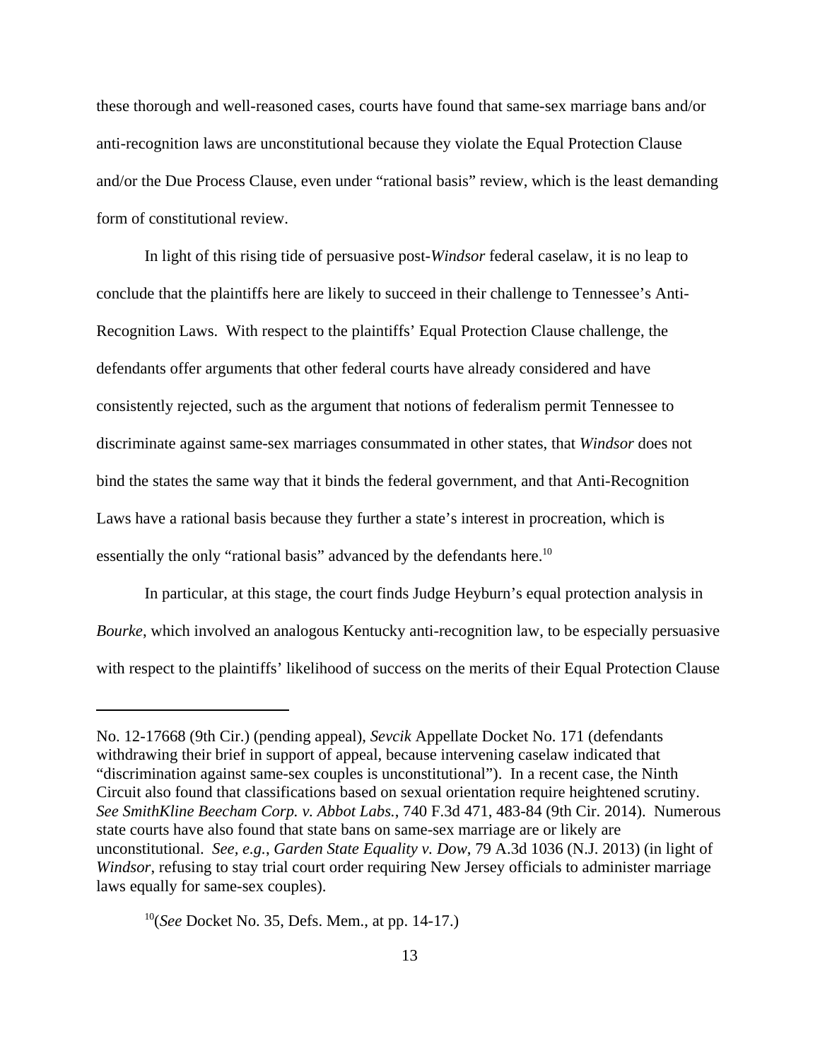these thorough and well-reasoned cases, courts have found that same-sex marriage bans and/or anti-recognition laws are unconstitutional because they violate the Equal Protection Clause and/or the Due Process Clause, even under "rational basis" review, which is the least demanding form of constitutional review.

In light of this rising tide of persuasive post-*Windsor* federal caselaw, it is no leap to conclude that the plaintiffs here are likely to succeed in their challenge to Tennessee's Anti-Recognition Laws. With respect to the plaintiffs' Equal Protection Clause challenge, the defendants offer arguments that other federal courts have already considered and have consistently rejected, such as the argument that notions of federalism permit Tennessee to discriminate against same-sex marriages consummated in other states, that *Windsor* does not bind the states the same way that it binds the federal government, and that Anti-Recognition Laws have a rational basis because they further a state's interest in procreation, which is essentially the only "rational basis" advanced by the defendants here.[10]

In particular, at this stage, the court finds Judge Heyburn's equal protection analysis in *Bourke*, which involved an analogous Kentucky anti-recognition law, to be especially persuasive with respect to the plaintiffs' likelihood of success on the merits of their Equal Protection Clause

---

No. 12-17668 (9th Cir.) (pending appeal), *Sevcik* Appellate Docket No. 171 (defendants withdrawing their brief in support of appeal, because intervening caselaw indicated that "discrimination against same-sex couples is unconstitutional"). In a recent case, the Ninth Circuit also found that classifications based on sexual orientation require heightened scrutiny. *See SmithKline Beecham Corp. v. Abbot Labs.*, 740 F.3d 471, 483-84 (9th Cir. 2014). Numerous state courts have also found that state bans on same-sex marriage are or likely are unconstitutional. *See, e.g.*, *Garden State Equality v. Dow*, 79 A.3d 1036 (N.J. 2013) (in light of *Windsor*, refusing to stay trial court order requiring New Jersey officials to administer marriage laws equally for same-sex couples).

[10](*See* Docket No. 35, Defs. Mem., at pp. 14-17.)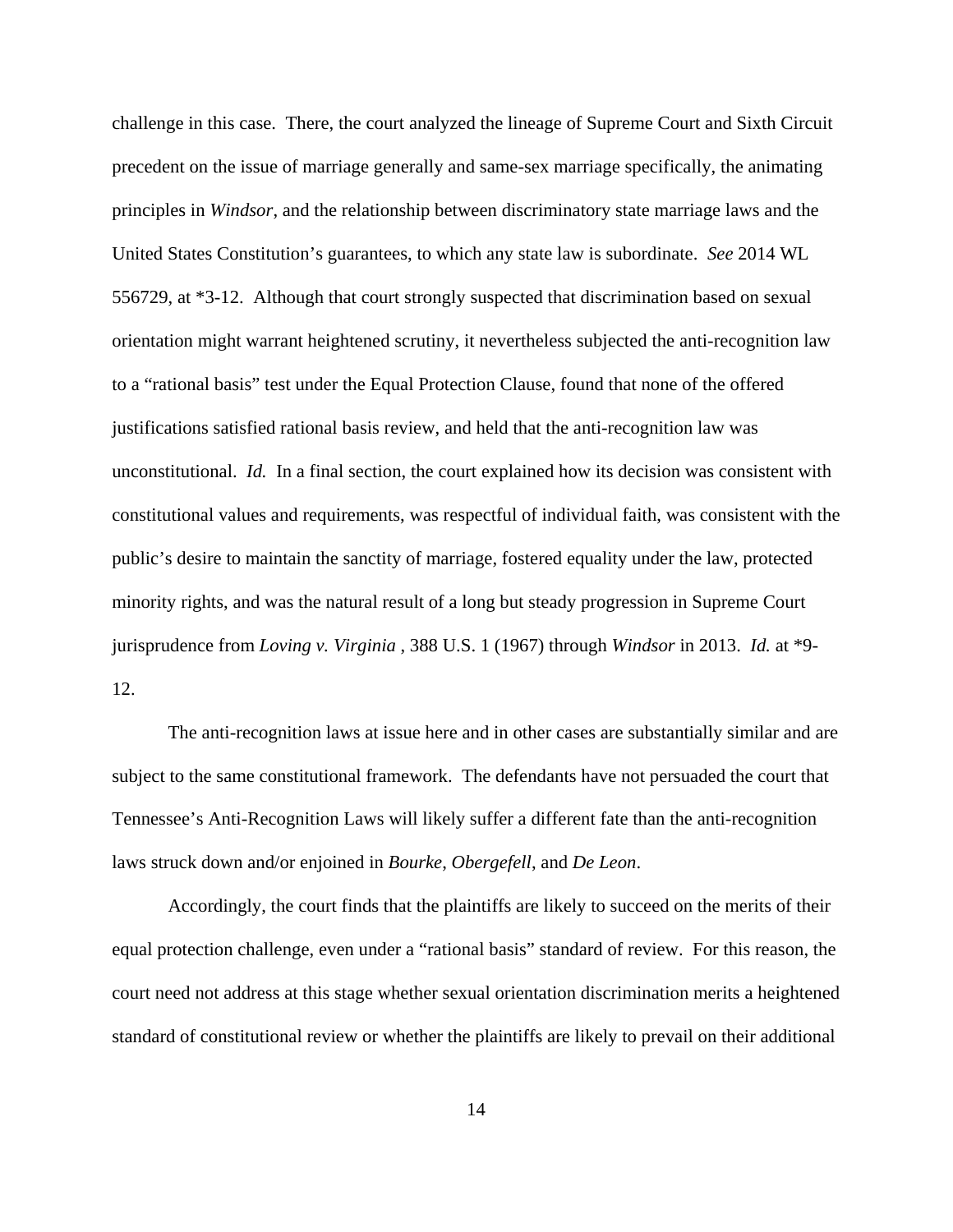challenge in this case. There, the court analyzed the lineage of Supreme Court and Sixth Circuit precedent on the issue of marriage generally and same-sex marriage specifically, the animating principles in *Windsor*, and the relationship between discriminatory state marriage laws and the United States Constitution's guarantees, to which any state law is subordinate. *See* 2014 WL 556729, at *3-12. Although that court strongly suspected that discrimination based on sexual orientation might warrant heightened scrutiny, it nevertheless subjected the anti-recognition law to a "rational basis" test under the Equal Protection Clause, found that none of the offered justifications satisfied rational basis review, and held that the anti-recognition law was unconstitutional. *Id.* In a final section, the court explained how its decision was consistent with constitutional values and requirements, was respectful of individual faith, was consistent with the public's desire to maintain the sanctity of marriage, fostered equality under the law, protected minority rights, and was the natural result of a long but steady progression in Supreme Court jurisprudence from *Loving v. Virginia* , 388 U.S. 1 (1967) through *Windsor* in 2013. *Id.* at *9-12.

The anti-recognition laws at issue here and in other cases are substantially similar and are subject to the same constitutional framework. The defendants have not persuaded the court that Tennessee's Anti-Recognition Laws will likely suffer a different fate than the anti-recognition laws struck down and/or enjoined in *Bourke*, *Obergefell*, and *De Leon*.

Accordingly, the court finds that the plaintiffs are likely to succeed on the merits of their equal protection challenge, even under a "rational basis" standard of review. For this reason, the court need not address at this stage whether sexual orientation discrimination merits a heightened standard of constitutional review or whether the plaintiffs are likely to prevail on their additional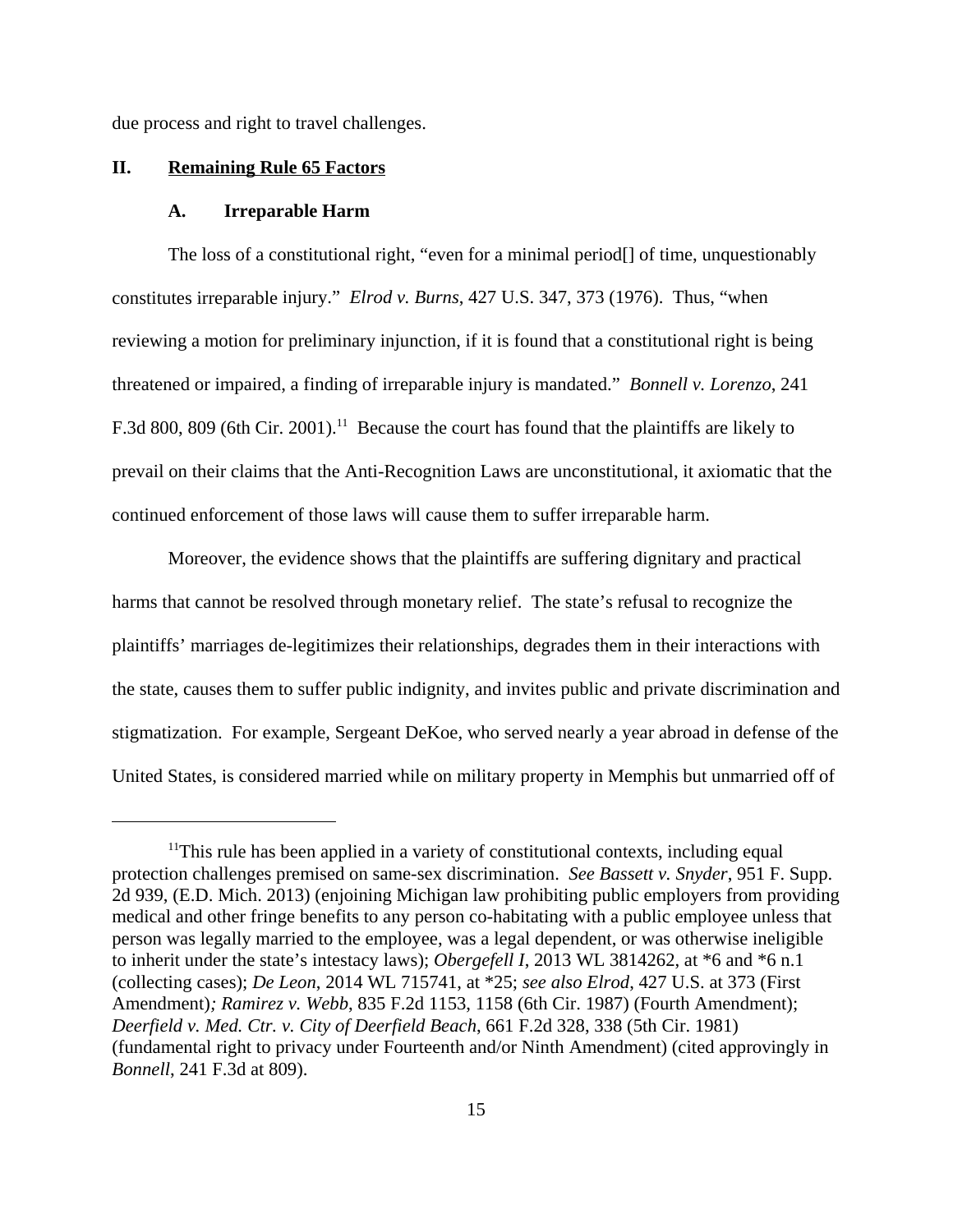due process and right to travel challenges.

## II. Remaining Rule 65 Factors

### A. Irreparable Harm

The loss of a constitutional right, "even for a minimal period[] of time, unquestionably constitutes irreparable injury." *Elrod v. Burns*, 427 U.S. 347, 373 (1976). Thus, "when reviewing a motion for preliminary injunction, if it is found that a constitutional right is being threatened or impaired, a finding of irreparable injury is mandated." *Bonnell v. Lorenzo*, 241 F.3d 800, 809 (6th Cir. 2001).[11] Because the court has found that the plaintiffs are likely to prevail on their claims that the Anti-Recognition Laws are unconstitutional, it axiomatic that the continued enforcement of those laws will cause them to suffer irreparable harm.

Moreover, the evidence shows that the plaintiffs are suffering dignitary and practical harms that cannot be resolved through monetary relief. The state's refusal to recognize the plaintiffs' marriages de-legitimizes their relationships, degrades them in their interactions with the state, causes them to suffer public indignity, and invites public and private discrimination and stigmatization. For example, Sergeant DeKoe, who served nearly a year abroad in defense of the United States, is considered married while on military property in Memphis but unmarried off of

---

[11]This rule has been applied in a variety of constitutional contexts, including equal protection challenges premised on same-sex discrimination. *See Bassett v. Snyder*, 951 F. Supp. 2d 939, (E.D. Mich. 2013) (enjoining Michigan law prohibiting public employers from providing medical and other fringe benefits to any person co-habitating with a public employee unless that person was legally married to the employee, was a legal dependent, or was otherwise ineligible to inherit under the state's intestacy laws); *Obergefell I*, 2013 WL 3814262, at *6 and *6 n.1 (collecting cases); *De Leon*, 2014 WL 715741, at *25; *see also Elrod*, 427 U.S. at 373 (First Amendment); *Ramirez v. Webb*, 835 F.2d 1153, 1158 (6th Cir. 1987) (Fourth Amendment); *Deerfield v. Med. Ctr. v. City of Deerfield Beach*, 661 F.2d 328, 338 (5th Cir. 1981) (fundamental right to privacy under Fourteenth and/or Ninth Amendment) (cited approvingly in *Bonnell*, 241 F.3d at 809).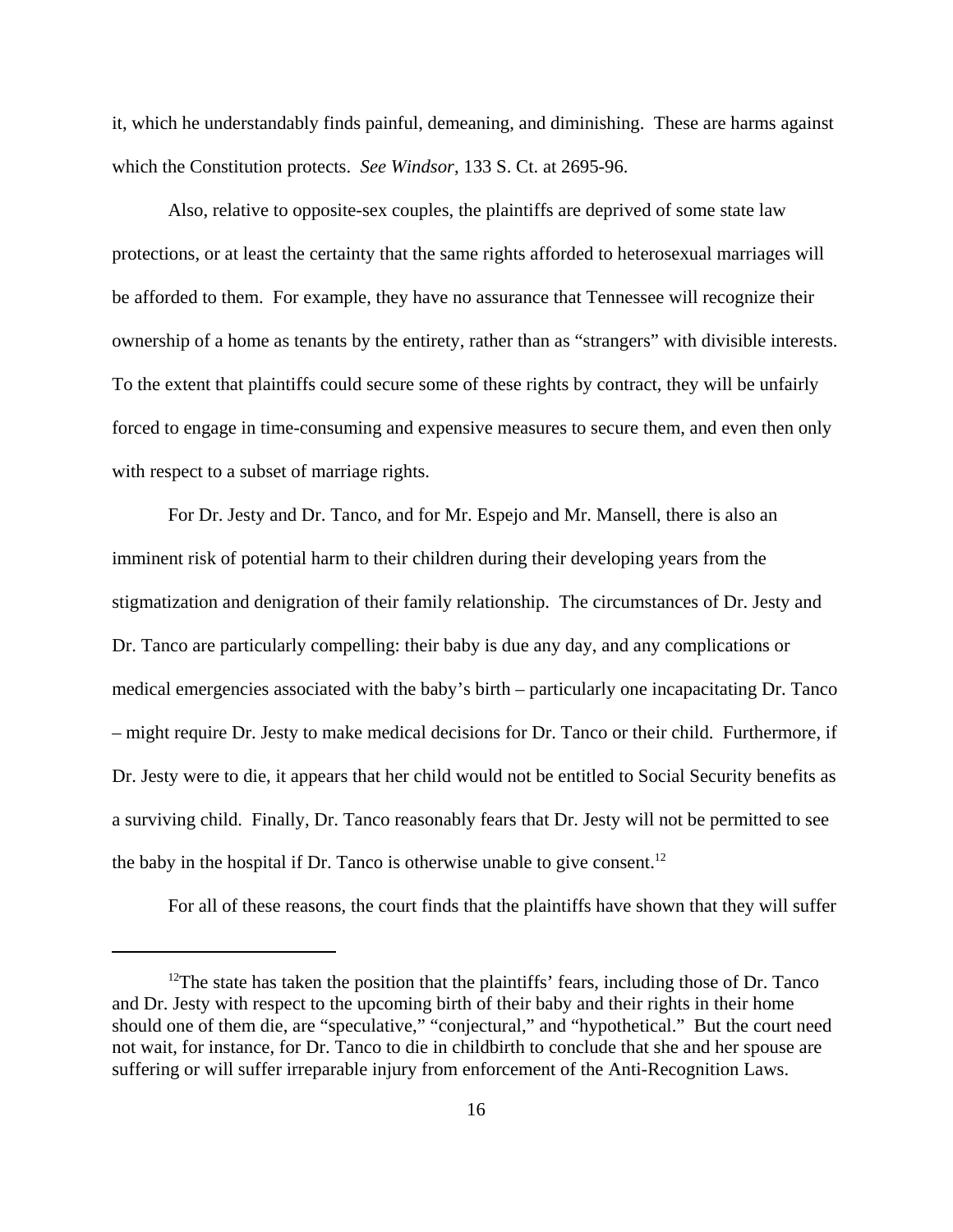it, which he understandably finds painful, demeaning, and diminishing. These are harms against which the Constitution protects. *See Windsor*, 133 S. Ct. at 2695-96.

Also, relative to opposite-sex couples, the plaintiffs are deprived of some state law protections, or at least the certainty that the same rights afforded to heterosexual marriages will be afforded to them. For example, they have no assurance that Tennessee will recognize their ownership of a home as tenants by the entirety, rather than as "strangers" with divisible interests. To the extent that plaintiffs could secure some of these rights by contract, they will be unfairly forced to engage in time-consuming and expensive measures to secure them, and even then only with respect to a subset of marriage rights.

For Dr. Jesty and Dr. Tanco, and for Mr. Espejo and Mr. Mansell, there is also an imminent risk of potential harm to their children during their developing years from the stigmatization and denigration of their family relationship. The circumstances of Dr. Jesty and Dr. Tanco are particularly compelling: their baby is due any day, and any complications or medical emergencies associated with the baby's birth – particularly one incapacitating Dr. Tanco – might require Dr. Jesty to make medical decisions for Dr. Tanco or their child. Furthermore, if Dr. Jesty were to die, it appears that her child would not be entitled to Social Security benefits as a surviving child. Finally, Dr. Tanco reasonably fears that Dr. Jesty will not be permitted to see the baby in the hospital if Dr. Tanco is otherwise unable to give consent.[12]

For all of these reasons, the court finds that the plaintiffs have shown that they will suffer

---

[12]The state has taken the position that the plaintiffs' fears, including those of Dr. Tanco and Dr. Jesty with respect to the upcoming birth of their baby and their rights in their home should one of them die, are "speculative," "conjectural," and "hypothetical." But the court need not wait, for instance, for Dr. Tanco to die in childbirth to conclude that she and her spouse are suffering or will suffer irreparable injury from enforcement of the Anti-Recognition Laws.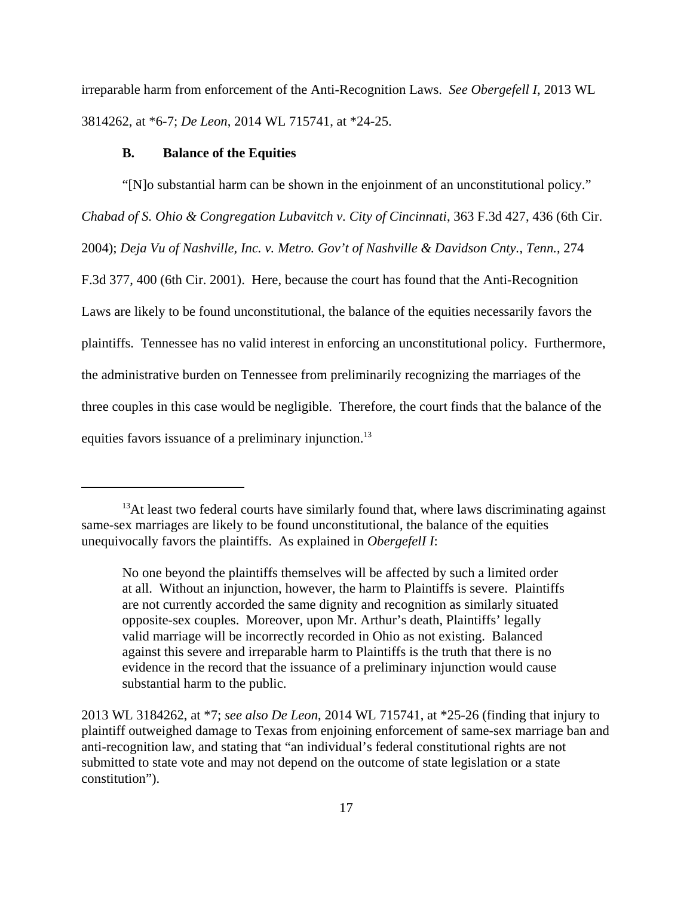irreparable harm from enforcement of the Anti-Recognition Laws. *See Obergefell I*, 2013 WL 3814262, at *6-7; *De Leon*, 2014 WL 715741, at *24-25.

### B. Balance of the Equities

"[N]o substantial harm can be shown in the enjoinment of an unconstitutional policy." *Chabad of S. Ohio & Congregation Lubavitch v. City of Cincinnati*, 363 F.3d 427, 436 (6th Cir. 2004); *Deja Vu of Nashville, Inc. v. Metro. Gov't of Nashville & Davidson Cnty., Tenn.*, 274 F.3d 377, 400 (6th Cir. 2001). Here, because the court has found that the Anti-Recognition Laws are likely to be found unconstitutional, the balance of the equities necessarily favors the plaintiffs. Tennessee has no valid interest in enforcing an unconstitutional policy. Furthermore, the administrative burden on Tennessee from preliminarily recognizing the marriages of the three couples in this case would be negligible. Therefore, the court finds that the balance of the equities favors issuance of a preliminary injunction.[13]

---

[13]At least two federal courts have similarly found that, where laws discriminating against same-sex marriages are likely to be found unconstitutional, the balance of the equities unequivocally favors the plaintiffs. As explained in *ObergefellI I*:

> No one beyond the plaintiffs themselves will be affected by such a limited order at all. Without an injunction, however, the harm to Plaintiffs is severe. Plaintiffs are not currently accorded the same dignity and recognition as similarly situated opposite-sex couples. Moreover, upon Mr. Arthur's death, Plaintiffs' legally valid marriage will be incorrectly recorded in Ohio as not existing. Balanced against this severe and irreparable harm to Plaintiffs is the truth that there is no evidence in the record that the issuance of a preliminary injunction would cause substantial harm to the public.

2013 WL 3184262, at *7; *see also De Leon*, 2014 WL 715741, at *25-26 (finding that injury to plaintiff outweighed damage to Texas from enjoining enforcement of same-sex marriage ban and anti-recognition law, and stating that "an individual's federal constitutional rights are not submitted to state vote and may not depend on the outcome of state legislation or a state constitution").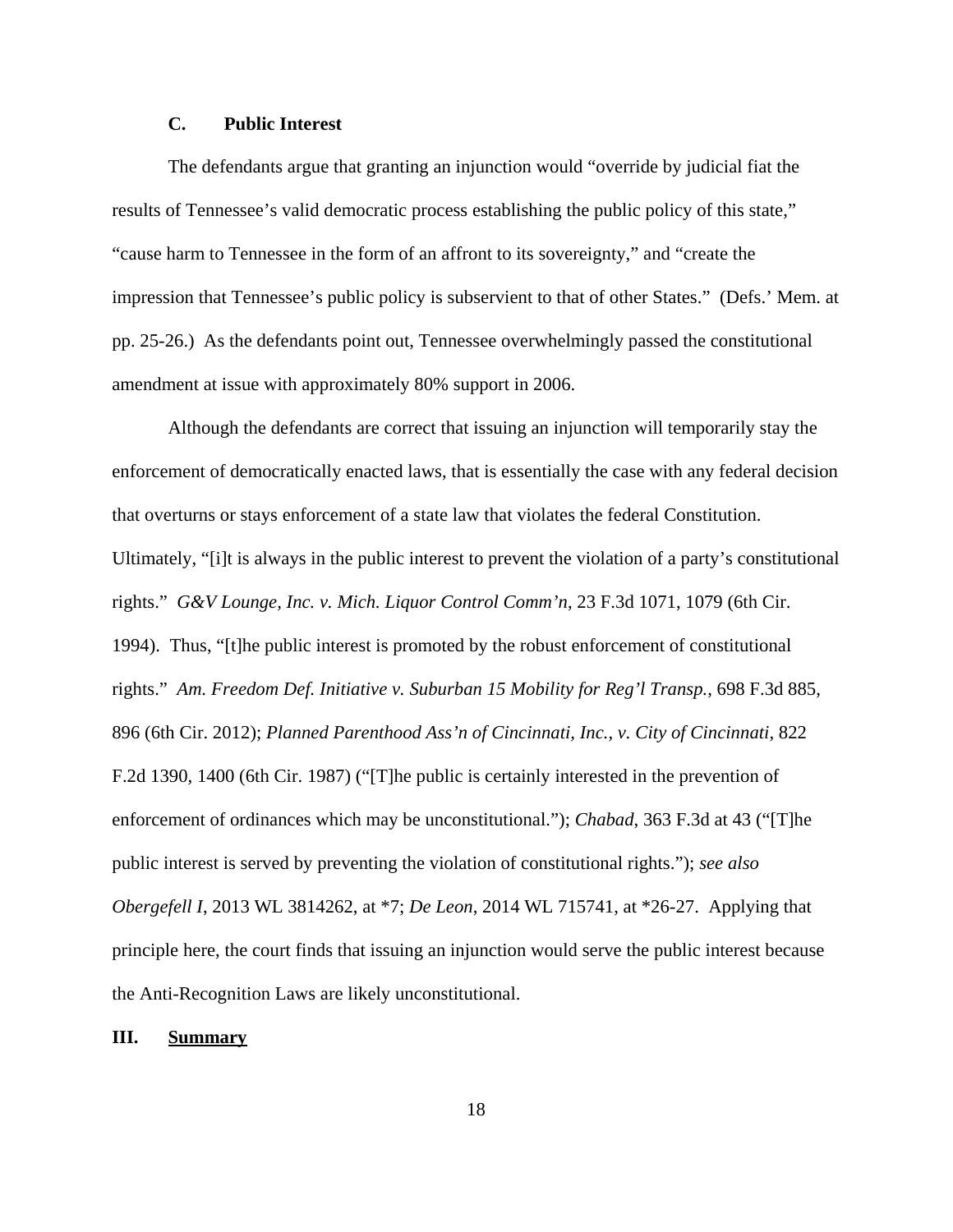### C. Public Interest

The defendants argue that granting an injunction would "override by judicial fiat the results of Tennessee's valid democratic process establishing the public policy of this state," "cause harm to Tennessee in the form of an affront to its sovereignty," and "create the impression that Tennessee's public policy is subservient to that of other States." (Defs.' Mem. at pp. 25-26.) As the defendants point out, Tennessee overwhelmingly passed the constitutional amendment at issue with approximately 80% support in 2006.

Although the defendants are correct that issuing an injunction will temporarily stay the enforcement of democratically enacted laws, that is essentially the case with any federal decision that overturns or stays enforcement of a state law that violates the federal Constitution. Ultimately, "[i]t is always in the public interest to prevent the violation of a party's constitutional rights." *G&V Lounge, Inc. v. Mich. Liquor Control Comm'n*, 23 F.3d 1071, 1079 (6th Cir. 1994). Thus, "[t]he public interest is promoted by the robust enforcement of constitutional rights." *Am. Freedom Def. Initiative v. Suburban 15 Mobility for Reg'l Transp.*, 698 F.3d 885, 896 (6th Cir. 2012); *Planned Parenthood Ass'n of Cincinnati, Inc., v. City of Cincinnati*, 822 F.2d 1390, 1400 (6th Cir. 1987) ("[T]he public is certainly interested in the prevention of enforcement of ordinances which may be unconstitutional."); *Chabad*, 363 F.3d at 43 ("[T]he public interest is served by preventing the violation of constitutional rights."); *see also Obergefell I*, 2013 WL 3814262, at *7; *De Leon*, 2014 WL 715741, at *26-27. Applying that principle here, the court finds that issuing an injunction would serve the public interest because the Anti-Recognition Laws are likely unconstitutional.

## III. Summary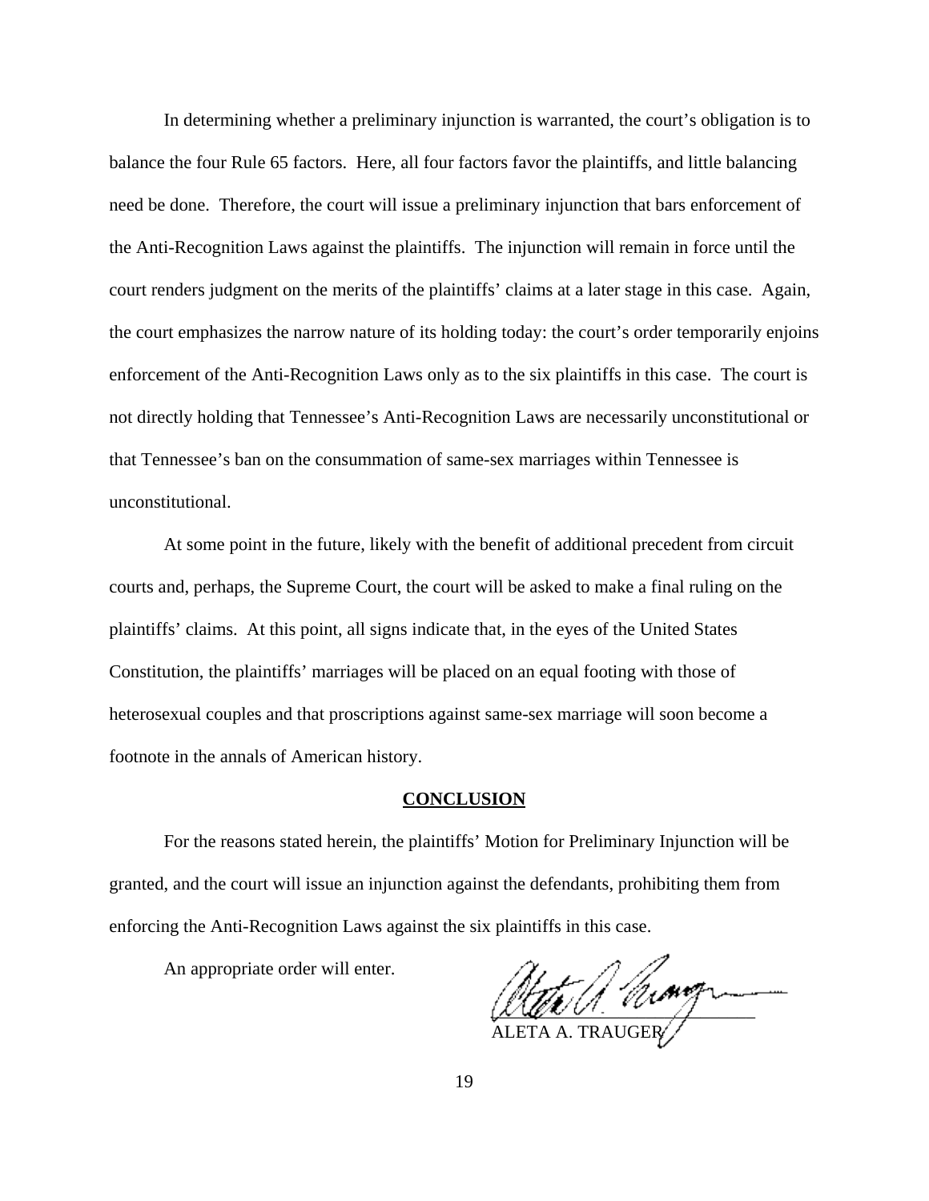In determining whether a preliminary injunction is warranted, the court's obligation is to balance the four Rule 65 factors. Here, all four factors favor the plaintiffs, and little balancing need be done. Therefore, the court will issue a preliminary injunction that bars enforcement of the Anti-Recognition Laws against the plaintiffs. The injunction will remain in force until the court renders judgment on the merits of the plaintiffs' claims at a later stage in this case. Again, the court emphasizes the narrow nature of its holding today: the court's order temporarily enjoins enforcement of the Anti-Recognition Laws only as to the six plaintiffs in this case. The court is not directly holding that Tennessee's Anti-Recognition Laws are necessarily unconstitutional or that Tennessee's ban on the consummation of same-sex marriages within Tennessee is unconstitutional.

At some point in the future, likely with the benefit of additional precedent from circuit courts and, perhaps, the Supreme Court, the court will be asked to make a final ruling on the plaintiffs' claims. At this point, all signs indicate that, in the eyes of the United States Constitution, the plaintiffs' marriages will be placed on an equal footing with those of heterosexual couples and that proscriptions against same-sex marriage will soon become a footnote in the annals of American history.

**CONCLUSION**

For the reasons stated herein, the plaintiffs' Motion for Preliminary Injunction will be granted, and the court will issue an injunction against the defendants, prohibiting them from enforcing the Anti-Recognition Laws against the six plaintiffs in this case.

An appropriate order will enter.

ALETA A. TRAUGER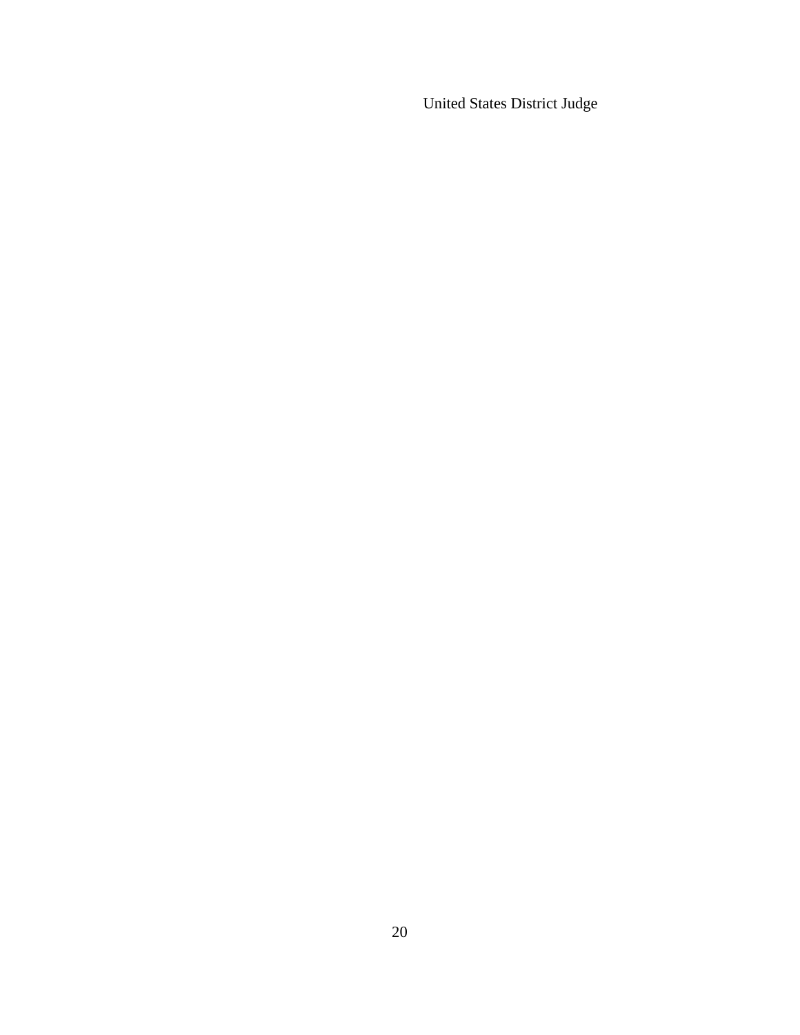United States District Judge